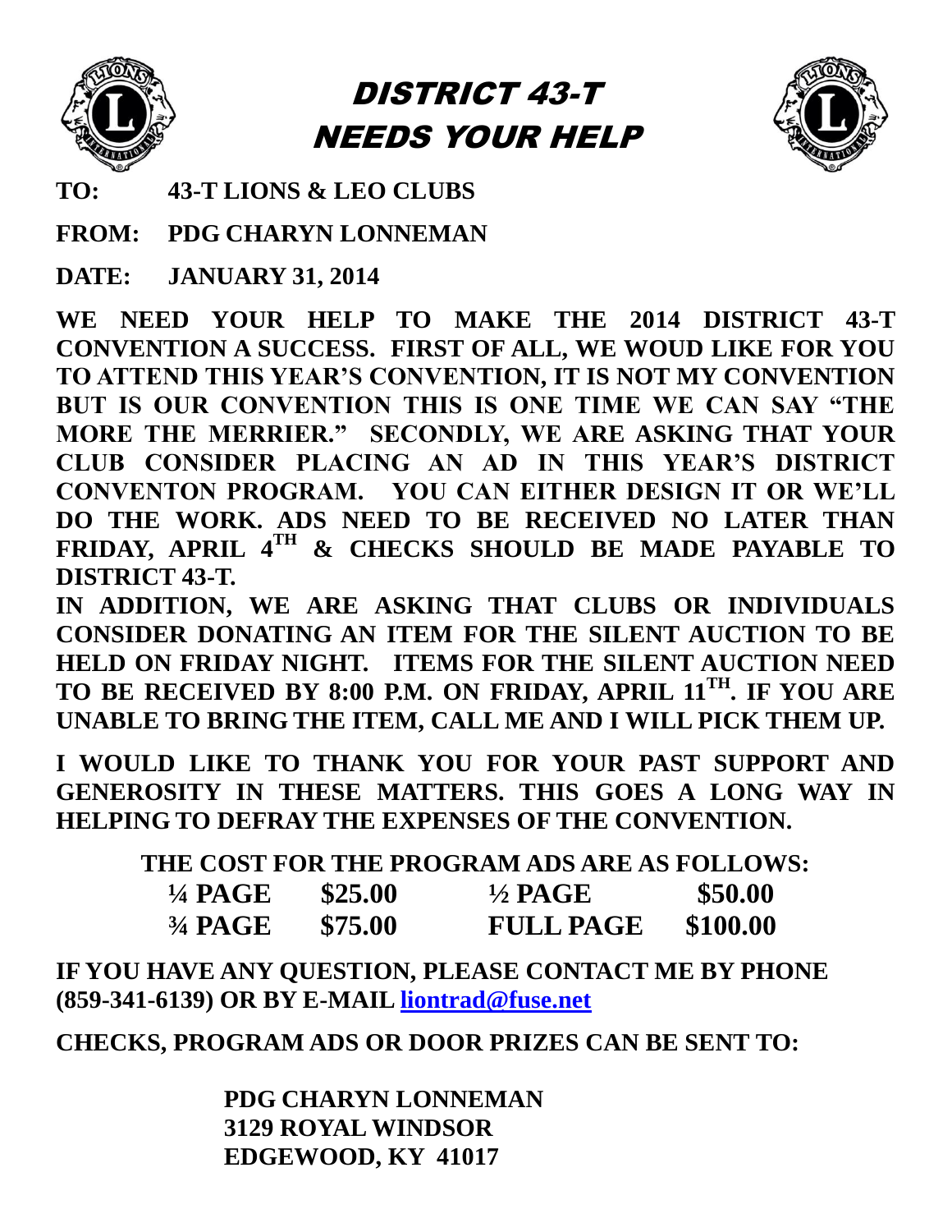# DISTRICT 43-T NEEDS YOUR HELP

**TO:** 43-T LIONS & LEO CLUBS

**FROM:** PDG CHARYN LONNEMAN

**DATE:** JANUARY 31, 2014

**WE NEED YOUR HELP TO MAKE THE 2014 DISTRICT 43-T CONVENTION A SUCCESS. FIRST OF ALL, WE WOUD LIKE FOR YOU TO ATTEND THIS YEAR'S CONVENTION, IT IS NOT MY CONVENTION BUT IS OUR CONVENTION THIS IS ONE TIME WE CAN SAY "THE MORE THE MERRIER." SECONDLY, WE ARE ASKING THAT YOUR CLUB CONSIDER PLACING AN AD IN THIS YEAR'S DISTRICT CONVENTON PROGRAM. YOU CAN EITHER DESIGN IT OR WE'LL DO THE WORK. ADS NEED TO BE RECEIVED NO LATER THAN FRIDAY, APRIL 4TH & CHECKS SHOULD BE MADE PAYABLE TO DISTRICT 43-T.**

**IN ADDITION, WE ARE ASKING THAT CLUBS OR INDIVIDUALS CONSIDER DONATING AN ITEM FOR THE SILENT AUCTION TO BE HELD ON FRIDAY NIGHT. ITEMS FOR THE SILENT AUCTION NEED TO BE RECEIVED BY 8:00 P.M. ON FRIDAY, APRIL 11TH. IF YOU ARE UNABLE TO BRING THE ITEM, CALL ME AND I WILL PICK THEM UP.**

**I WOULD LIKE TO THANK YOU FOR YOUR PAST SUPPORT AND GENEROSITY IN THESE MATTERS. THIS GOES A LONG WAY IN HELPING TO DEFRAY THE EXPENSES OF THE CONVENTION.**

**THE COST FOR THE PROGRAM ADS ARE AS FOLLOWS:**

| | | | |
|---|---|---|---|
| ¼ PAGE | $25.00 | ½ PAGE | $50.00 |
| ¾ PAGE | $75.00 | FULL PAGE | $100.00 |

**IF YOU HAVE ANY QUESTION, PLEASE CONTACT ME BY PHONE (859-341-6139) OR BY E-MAIL [liontrad@fuse.net](mailto:liontrad@fuse.net)**

**CHECKS, PROGRAM ADS OR DOOR PRIZES CAN BE SENT TO:**

**PDG CHARYN LONNEMAN**
**3129 ROYAL WINDSOR**
**EDGEWOOD, KY 41017**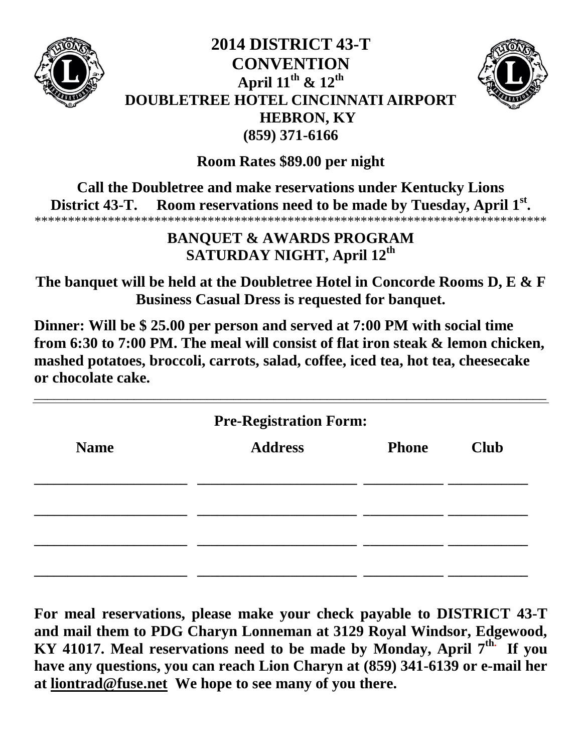# 2014 DISTRICT 43-T CONVENTION

**April 11th & 12th**

**DOUBLETREE HOTEL CINCINNATI AIRPORT**

**HEBRON, KY**

**(859) 371-6166**

**Room Rates $89.00 per night**

**Call the Doubletree and make reservations under Kentucky Lions District 43-T. Room reservations need to be made by Tuesday, April 1st.**

****************************************************************************

## BANQUET & AWARDS PROGRAM

## SATURDAY NIGHT, April 12th

**The banquet will be held at the Doubletree Hotel in Concorde Rooms D, E & F**
**Business Casual Dress is requested for banquet.**

**Dinner: Will be $ 25.00 per person and served at 7:00 PM with social time from 6:30 to 7:00 PM. The meal will consist of flat iron steak & lemon chicken, mashed potatoes, broccoli, carrots, salad, coffee, iced tea, hot tea, cheesecake or chocolate cake.**

---

## Pre-Registration Form:

| Name | Address | Phone | Club |
|---|---|---|---|
| ____________________ | ____________________ | __________ | __________ |
| ____________________ | ____________________ | __________ | __________ |
| ____________________ | ____________________ | __________ | __________ |
| ____________________ | ____________________ | __________ | __________ |

**For meal reservations, please make your check payable to DISTRICT 43-T and mail them to PDG Charyn Lonneman at 3129 Royal Windsor, Edgewood, KY 41017. Meal reservations need to be made by Monday, April 7th. If you have any questions, you can reach Lion Charyn at (859) 341-6139 or e-mail her at liontrad@fuse.net We hope to see many of you there.**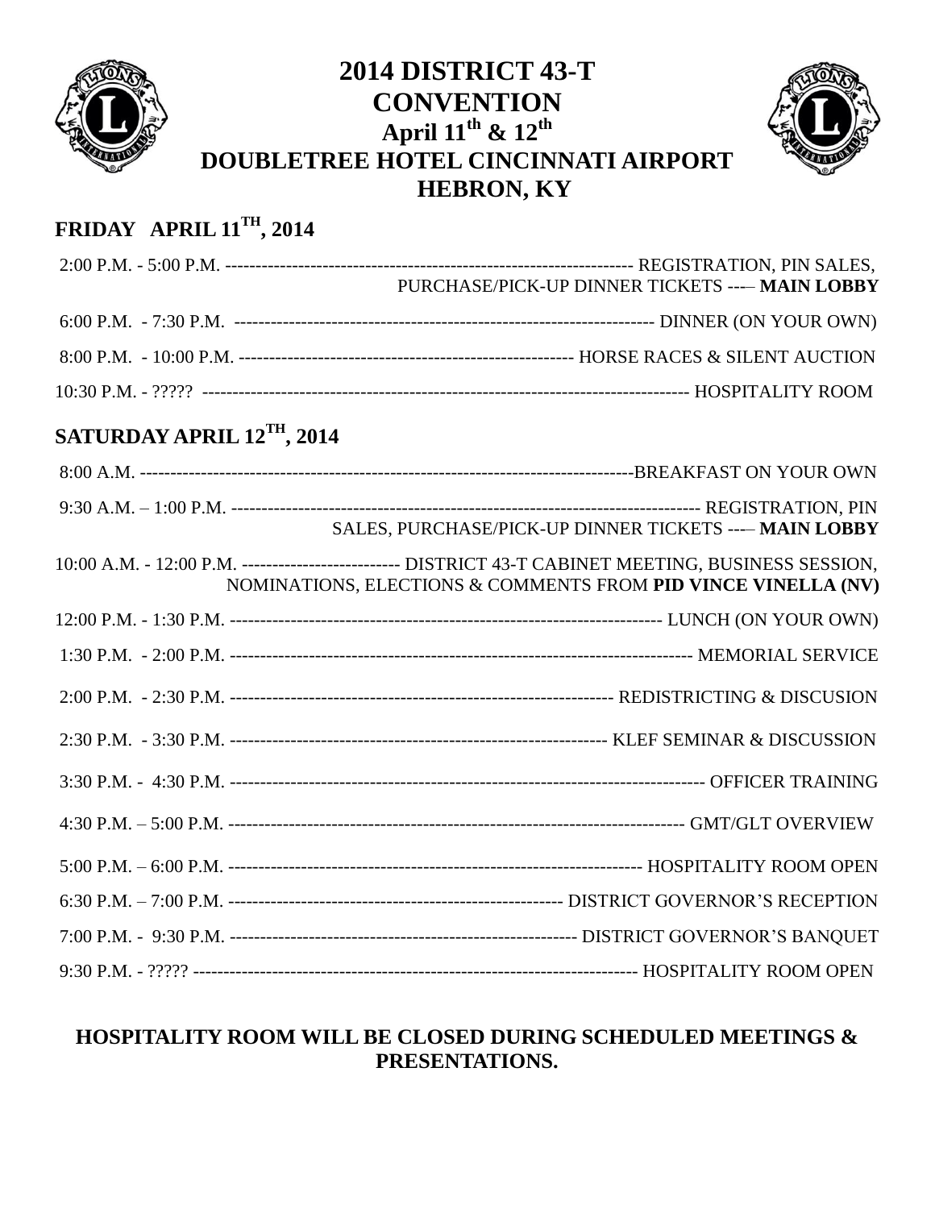# 2014 DISTRICT 43-T CONVENTION

## April 11th & 12th

## DOUBLETREE HOTEL CINCINNATI AIRPORT

## HEBRON, KY

## FRIDAY APRIL 11TH, 2014

2:00 P.M. - 5:00 P.M. ------------------------------------------------------------------- REGISTRATION, PIN SALES, PURCHASE/PICK-UP DINNER TICKETS ---- **MAIN LOBBY**

6:00 P.M. - 7:30 P.M. --------------------------------------------------------------------- DINNER (ON YOUR OWN)

8:00 P.M. - 10:00 P.M. -------------------------------------------------------- HORSE RACES & SILENT AUCTION

10:30 P.M. - ????? ---------------------------------------------------------------------------------- HOSPITALITY ROOM

## SATURDAY APRIL 12TH, 2014

8:00 A.M. ---------------------------------------------------------------------------------BREAKFAST ON YOUR OWN

9:30 A.M. – 1:00 P.M. ----------------------------------------------------------------------------- REGISTRATION, PIN SALES, PURCHASE/PICK-UP DINNER TICKETS ---- **MAIN LOBBY**

10:00 A.M. - 12:00 P.M. -------------------------- DISTRICT 43-T CABINET MEETING, BUSINESS SESSION, NOMINATIONS, ELECTIONS & COMMENTS FROM **PID VINCE VINELLA (NV)**

12:00 P.M. - 1:30 P.M. ---------------------------------------------------------------------- LUNCH (ON YOUR OWN)

1:30 P.M. - 2:00 P.M. ---------------------------------------------------------------------------- MEMORIAL SERVICE

2:00 P.M. - 2:30 P.M. ---------------------------------------------------------------- REDISTRICTING & DISCUSION

2:30 P.M. - 3:30 P.M. --------------------------------------------------------------- KLEF SEMINAR & DISCUSSION

3:30 P.M. - 4:30 P.M. ------------------------------------------------------------------------------ OFFICER TRAINING

4:30 P.M. – 5:00 P.M. -------------------------------------------------------------------------- GMT/GLT OVERVIEW

5:00 P.M. – 6:00 P.M. ------------------------------------------------------------------ HOSPITALITY ROOM OPEN

6:30 P.M. – 7:00 P.M. ------------------------------------------------------- DISTRICT GOVERNOR'S RECEPTION

7:00 P.M. - 9:30 P.M. -------------------------------------------------------- DISTRICT GOVERNOR'S BANQUET

9:30 P.M. - ????? ------------------------------------------------------------------------- HOSPITALITY ROOM OPEN

**HOSPITALITY ROOM WILL BE CLOSED DURING SCHEDULED MEETINGS & PRESENTATIONS.**